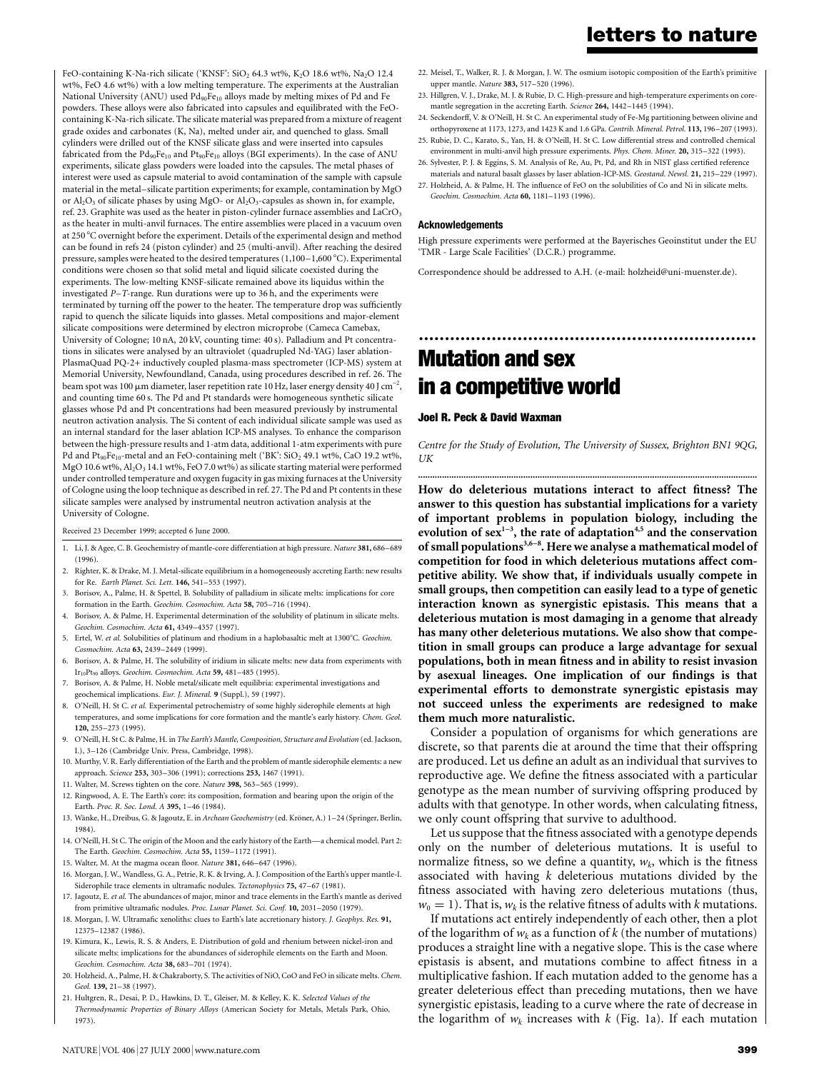FeO-containing K-Na-rich silicate ('KNSF': $SiO_2$ 64.3 wt%, $K_2O$ 18.6 wt%, $Na_2O$ 12.4 wt%, FeO 4.6 wt%) with a low melting temperature. The experiments at the Australian National University (ANU) used $Pd_{90}Fe_{10}$ alloys made by melting mixes of Pd and Fe powders. These alloys were also fabricated into capsules and equilibrated with the FeO-containing K-Na-rich silicate. The silicate material was prepared from a mixture of reagent grade oxides and carbonates (K, Na), melted under air, and quenched to glass. Small cylinders were drilled out of the KNSF silicate glass and were inserted into capsules fabricated from the $Pd_{90}Fe_{10}$ and $Pt_{90}Fe_{10}$ alloys (BGI experiments). In the case of ANU experiments, silicate glass powders were loaded into the capsules. The metal phases of interest were used as capsule material to avoid contamination of the sample with capsule material in the metal–silicate partition experiments; for example, contamination by MgO or $Al_2O_3$ of silicate phases by using MgO- or $Al_2O_3$-capsules as shown in, for example, ref. 23. Graphite was used as the heater in piston-cylinder furnace assemblies and $LaCrO_3$ as the heater in multi-anvil furnaces. The entire assemblies were placed in a vacuum oven at 250 °C overnight before the experiment. Details of the experimental design and method can be found in refs 24 (piston cylinder) and 25 (multi-anvil). After reaching the desired pressure, samples were heated to the desired temperatures (1,100–1,600 °C). Experimental conditions were chosen so that solid metal and liquid silicate coexisted during the experiments. The low-melting KNSF-silicate remained above its liquidus within the investigated $P$–$T$-range. Run durations were up to 36 h, and the experiments were terminated by turning off the power to the heater. The temperature drop was sufficiently rapid to quench the silicate liquids into glasses. Metal compositions and major-element silicate compositions were determined by electron microprobe (Cameca Camebax, University of Cologne; 10 nA, 20 kV, counting time: 40 s). Palladium and Pt concentrations in silicates were analysed by an ultraviolet (quadrupled Nd-YAG) laser ablation-PlasmaQuad PQ-2+ inductively coupled plasma-mass spectrometer (ICP-MS) system at Memorial University, Newfoundland, Canada, using procedures described in ref. 26. The beam spot was 100 μm diameter, laser repetition rate 10 Hz, laser energy density 40 J $cm^{-2}$, and counting time 60 s. The Pd and Pt standards were homogeneous synthetic silicate glasses whose Pd and Pt concentrations had been measured previously by instrumental neutron activation analysis. The Si content of each individual silicate sample was used as an internal standard for the laser ablation ICP-MS analyses. To enhance the comparison between the high-pressure results and 1-atm data, additional 1-atm experiments with pure Pd and $Pt_{90}Fe_{10}$-metal and an FeO-containing melt ('BK': $SiO_2$ 49.1 wt%, CaO 19.2 wt%, MgO 10.6 wt%, $Al_2O_3$ 14.1 wt%, FeO 7.0 wt%) as silicate starting material were performed under controlled temperature and oxygen fugacity in gas mixing furnaces at the University of Cologne using the loop technique as described in ref. 27. The Pd and Pt contents in these silicate samples were analysed by instrumental neutron activation analysis at the University of Cologne.

Received 23 December 1999; accepted 6 June 2000.

1. Li, J. & Agee, C. B. Geochemistry of mantle-core differentiation at high pressure. *Nature* **381,** 686–689 (1996).
2. Righter, K. & Drake, M. J. Metal-silicate equilibrium in a homogeneously accreting Earth: new results for Re. *Earth Planet. Sci. Lett.* **146,** 541–553 (1997).
3. Borisov, A., Palme, H. & Spettel, B. Solubility of palladium in silicate melts: implications for core formation in the Earth. *Geochim. Cosmochim. Acta* **58,** 705–716 (1994).
4. Borisov, A. & Palme, H. Experimental determination of the solubility of platinum in silicate melts. *Geochim. Cosmochim. Acta* **61,** 4349–4357 (1997).
5. Ertel, W. *et al.* Solubilities of platinum and rhodium in a haplobasaltic melt at 1300°C. *Geochim. Cosmochim. Acta* **63,** 2439–2449 (1999).
6. Borisov, A. & Palme, H. The solubility of iridium in silicate melts: new data from experiments with $Ir_{10}Pt_{90}$ alloys. *Geochim. Cosmochim. Acta* **59,** 481–485 (1995).
7. Borisov, A. & Palme, H. Noble metal/silicate melt equilibria: experimental investigations and geochemical implications. *Eur. J. Mineral.* **9** (Suppl.), 59 (1997).
8. O'Neill, H. St C. *et al.* Experimental petrochemistry of some highly siderophile elements at high temperatures, and some implications for core formation and the mantle's early history. *Chem. Geol.* **120,** 255–273 (1995).
9. O'Neill, H. St C. & Palme, H. in *The Earth's Mantle, Composition, Structure and Evolution* (ed. Jackson, I.), 3–126 (Cambridge Univ. Press, Cambridge, 1998).
10. Murthy, V. R. Early differentiation of the Earth and the problem of mantle siderophile elements: a new approach. *Science* **253,** 303–306 (1991); corrections **253,** 1467 (1991).
11. Walter, M. Screws tighten on the core. *Nature* **398,** 563–565 (1999).
12. Ringwood, A. E. The Earth's core: its composition, formation and bearing upon the origin of the Earth. *Proc. R. Soc. Lond. A* **395,** 1–46 (1984).
13. Wänke, H., Dreibus, G. & Jagoutz, E. in *Archean Geochemistry* (ed. Kröner, A.) 1–24 (Springer, Berlin, 1984).
14. O'Neill, H. St C. The origin of the Moon and the early history of the Earth—a chemical model. Part 2: The Earth. *Geochim. Cosmochim. Acta* **55,** 1159–1172 (1991).
15. Walter, M. At the magma ocean floor. *Nature* **381,** 646–647 (1996).
16. Morgan, J. W., Wandless, G. A., Petrie, R. K. & Irving, A. J. Composition of the Earth's upper mantle-I. Siderophile trace elements in ultramafic nodules. *Tectonophysics* **75,** 47–67 (1981).
17. Jagoutz, E. *et al.* The abundances of major, minor and trace elements in the Earth's mantle as derived from primitive ultramafic nodules. *Proc. Lunar Planet. Sci. Conf.* **10,** 2031–2050 (1979).
18. Morgan, J. W. Ultramafic xenoliths: clues to Earth's late accretionary history. *J. Geophys. Res.* **91,** 12375–12387 (1986).
19. Kimura, K., Lewis, R. S. & Anders, E. Distribution of gold and rhenium between nickel-iron and silicate melts: implications for the abundances of siderophile elements on the Earth and Moon. *Geochim. Cosmochim. Acta* **38,** 683–701 (1974).
20. Holzheid, A., Palme, H. & Chakraborty, S. The activities of NiO, CoO and FeO in silicate melts. *Chem. Geol.* **139,** 21–38 (1997).
21. Hultgren, R., Desai, P. D., Hawkins, D. T., Gleiser, M. & Kelley, K. K. *Selected Values of the Thermodynamic Properties of Binary Alloys* (American Society for Metals, Metals Park, Ohio, 1973).
22. Meisel, T., Walker, R. J. & Morgan, J. W. The osmium isotopic composition of the Earth's primitive upper mantle. *Nature* **383,** 517–520 (1996).
23. Hillgren, V. J., Drake, M. J. & Rubie, D. C. High-pressure and high-temperature experiments on core-mantle segregation in the accreting Earth. *Science* **264,** 1442–1445 (1994).
24. Seckendorff, V. & O'Neill, H. St C. An experimental study of Fe-Mg partitioning between olivine and orthopyroxene at 1173, 1273, and 1423 K and 1.6 GPa. *Contrib. Mineral. Petrol.* **113,** 196–207 (1993).
25. Rubie, D. C., Karato, S., Yan, H. & O'Neill, H. St C. Low differential stress and controlled chemical environment in multi-anvil high pressure experiments. *Phys. Chem. Miner.* **20,** 315–322 (1993).
26. Sylvester, P. J. & Eggins, S. M. Analysis of Re, Au, Pt, Pd, and Rh in NIST glass certified reference materials and natural basalt glasses by laser ablation-ICP-MS. *Geostand. Newsl.* **21,** 215–229 (1997).
27. Holzheid, A. & Palme, H. The influence of FeO on the solubilities of Co and Ni in silicate melts. *Geochim. Cosmochim. Acta* **60,** 1181–1193 (1996).

### Acknowledgements

High pressure experiments were performed at the Bayerisches Geoinstitut under the EU 'TMR - Large Scale Facilities' (D.C.R.) programme.

Correspondence should be addressed to A.H. (e-mail: holzheid@uni-muenster.de).

# Mutation and sex in a competitive world

**Joel R. Peck & David Waxman**

*Centre for the Study of Evolution, The University of Sussex, Brighton BN1 9QG, UK*

**How do deleterious mutations interact to affect fitness? The answer to this question has substantial implications for a variety of important problems in population biology, including the evolution of sex[1–3], the rate of adaptation[4,5] and the conservation of small populations[3,6–8]. Here we analyse a mathematical model of competition for food in which deleterious mutations affect competitive ability. We show that, if individuals usually compete in small groups, then competition can easily lead to a type of genetic interaction known as synergistic epistasis. This means that a deleterious mutation is most damaging in a genome that already has many other deleterious mutations. We also show that competition in small groups can produce a large advantage for sexual populations, both in mean fitness and in ability to resist invasion by asexual lineages. One implication of our findings is that experimental efforts to demonstrate synergistic epistasis may not succeed unless the experiments are redesigned to make them much more naturalistic.**

Consider a population of organisms for which generations are discrete, so that parents die at around the time that their offspring are produced. Let us define an adult as an individual that survives to reproductive age. We define the fitness associated with a particular genotype as the mean number of surviving offspring produced by adults with that genotype. In other words, when calculating fitness, we only count offspring that survive to adulthood.

Let us suppose that the fitness associated with a genotype depends only on the number of deleterious mutations. It is useful to normalize fitness, so we define a quantity, $w_k$, which is the fitness associated with having $k$ deleterious mutations divided by the fitness associated with having zero deleterious mutations (thus, $w_0 = 1$). That is, $w_k$ is the relative fitness of adults with $k$ mutations.

If mutations act entirely independently of each other, then a plot of the logarithm of $w_k$ as a function of $k$ (the number of mutations) produces a straight line with a negative slope. This is the case where epistasis is absent, and mutations combine to affect fitness in a multiplicative fashion. If each mutation added to the genome has a greater deleterious effect than preceding mutations, then we have synergistic epistasis, leading to a curve where the rate of decrease in the logarithm of $w_k$ increases with $k$ (Fig. 1a). If each mutation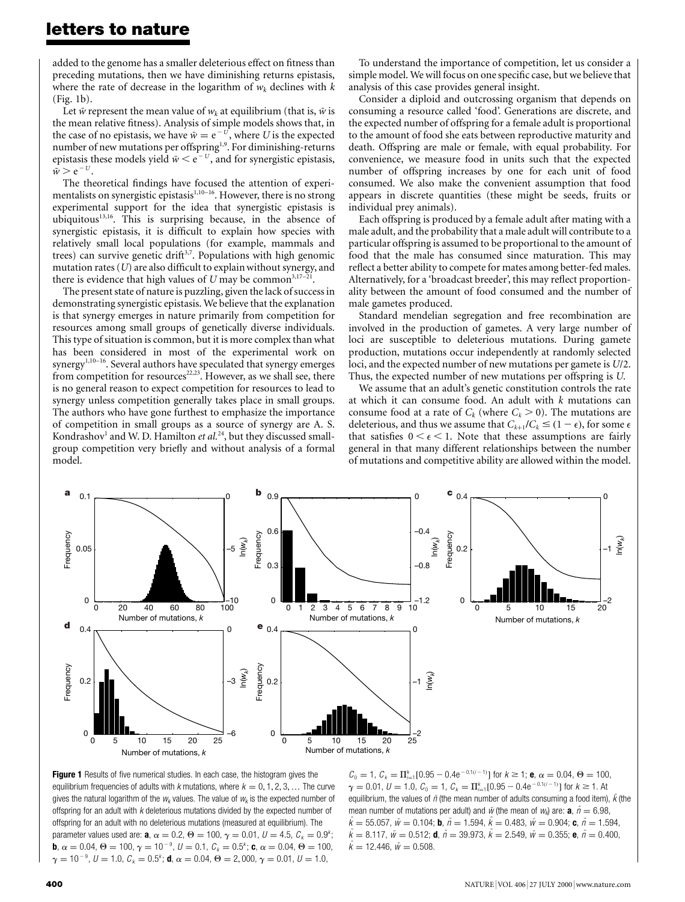added to the genome has a smaller deleterious effect on fitness than preceding mutations, then we have diminishing returns epistasis, where the rate of decrease in the logarithm of $w_k$ declines with $k$ (Fig. 1b).

Let $\bar{w}$ represent the mean value of $w_k$ at equilibrium (that is, $\bar{w}$ is the mean relative fitness). Analysis of simple models shows that, in the case of no epistasis, we have $\bar{w} = e^{-U}$, where $U$ is the expected number of new mutations per offspring[1,9]. For diminishing-returns epistasis these models yield $\bar{w} < e^{-U}$, and for synergistic epistasis, $\bar{w} > e^{-U}$.

The theoretical findings have focused the attention of experimentalists on synergistic epistasis[1,10–16]. However, there is no strong experimental support for the idea that synergistic epistasis is ubiquitous[13,16]. This is surprising because, in the absence of synergistic epistasis, it is difficult to explain how species with relatively small local populations (for example, mammals and trees) can survive genetic drift[3,7]. Populations with high genomic mutation rates ($U$) are also difficult to explain without synergy, and there is evidence that high values of $U$ may be common[3,17–21].

The present state of nature is puzzling, given the lack of success in demonstrating synergistic epistasis. We believe that the explanation is that synergy emerges in nature primarily from competition for resources among small groups of genetically diverse individuals. This type of situation is common, but it is more complex than what has been considered in most of the experimental work on synergy[1,10–16]. Several authors have speculated that synergy emerges from competition for resources[22,23]. However, as we shall see, there is no general reason to expect competition for resources to lead to synergy unless competition generally takes place in small groups. The authors who have gone furthest to emphasize the importance of competition in small groups as a source of synergy are A. S. Kondrashov[1] and W. D. Hamilton *et al.*[24], but they discussed small-group competition very briefly and without analysis of a formal model.

To understand the importance of competition, let us consider a simple model. We will focus on one specific case, but we believe that analysis of this case provides general insight.

Consider a diploid and outcrossing organism that depends on consuming a resource called 'food'. Generations are discrete, and the expected number of offspring for a female adult is proportional to the amount of food she eats between reproductive maturity and death. Offspring are male or female, with equal probability. For convenience, we measure food in units such that the expected number of offspring increases by one for each unit of food consumed. We also make the convenient assumption that food appears in discrete quantities (these might be seeds, fruits or individual prey animals).

Each offspring is produced by a female adult after mating with a male adult, and the probability that a male adult will contribute to a particular offspring is assumed to be proportional to the amount of food that the male has consumed since maturation. This may reflect a better ability to compete for mates among better-fed males. Alternatively, for a 'broadcast breeder', this may reflect proportionality between the amount of food consumed and the number of male gametes produced.

Standard mendelian segregation and free recombination are involved in the production of gametes. A very large number of loci are susceptible to deleterious mutations. During gamete production, mutations occur independently at randomly selected loci, and the expected number of new mutations per gamete is $U/2$. Thus, the expected number of new mutations per offspring is $U$.

We assume that an adult's genetic constitution controls the rate at which it can consume food. An adult with $k$ mutations can consume food at a rate of $C_k$ (where $C_k > 0$). The mutations are deleterious, and thus we assume that $C_{k+1}/C_k \leq (1 - \epsilon)$, for some $\epsilon$ that satisfies $0 < \epsilon < 1$. Note that these assumptions are fairly general in that many different relationships between the number of mutations and competitive ability are allowed within the model.

**Figure 1** Results of five numerical studies. In each case, the histogram gives the equilibrium frequencies of adults with $k$ mutations, where $k = 0, 1, 2, 3, \ldots$ The curve gives the natural logarithm of the $w_k$ values. The value of $w_k$ is the expected number of offspring for an adult with $k$ deleterious mutations divided by the expected number of offspring for an adult with no deleterious mutations (measured at equilibrium). The parameter values used are: **a**, $\alpha = 0.2$, $\Theta = 100$, $\gamma = 0.01$, $U = 4.5$, $C_k = 0.9^k$; **b**, $\alpha = 0.04$, $\Theta = 100$, $\gamma = 10^{-9}$, $U = 0.1$, $C_k = 0.5^k$; **c**, $\alpha = 0.04$, $\Theta = 100$, $\gamma = 10^{-9}$, $U = 1.0$, $C_k = 0.5^k$; **d**, $\alpha = 0.04$, $\Theta = 2{,}000$, $\gamma = 0.01$, $U = 1.0$, $C_0 = 1$, $C_k = \Pi_{i=1}^{k}[0.95 - 0.4e^{-0.1(i-1)}]$ for $k \geq 1$; **e**, $\alpha = 0.04$, $\Theta = 100$, $\gamma = 0.01$, $U = 1.0$, $C_0 = 1$, $C_k = \Pi_{i=1}^{k}[0.95 - 0.4e^{-0.1(i-1)}]$ for $k \geq 1$. At equilibrium, the values of $\bar{n}$ (the mean number of adults consuming a food item), $\bar{k}$ (the mean number of mutations per adult) and $\bar{w}$ (the mean of $w_k$) are: **a**, $\bar{n} = 6.98$, $\bar{k} = 55.057$, $\bar{w} = 0.104$; **b**, $\bar{n} = 1.594$, $\bar{k} = 0.483$, $\bar{w} = 0.904$; **c**, $\bar{n} = 1.594$, $\bar{k} = 8.117$, $\bar{w} = 0.512$; **d**, $\bar{n} = 39.973$, $\bar{k} = 2.549$, $\bar{w} = 0.355$; **e**, $\bar{n} = 0.400$, $\bar{k} = 12.446$, $\bar{w} = 0.508$.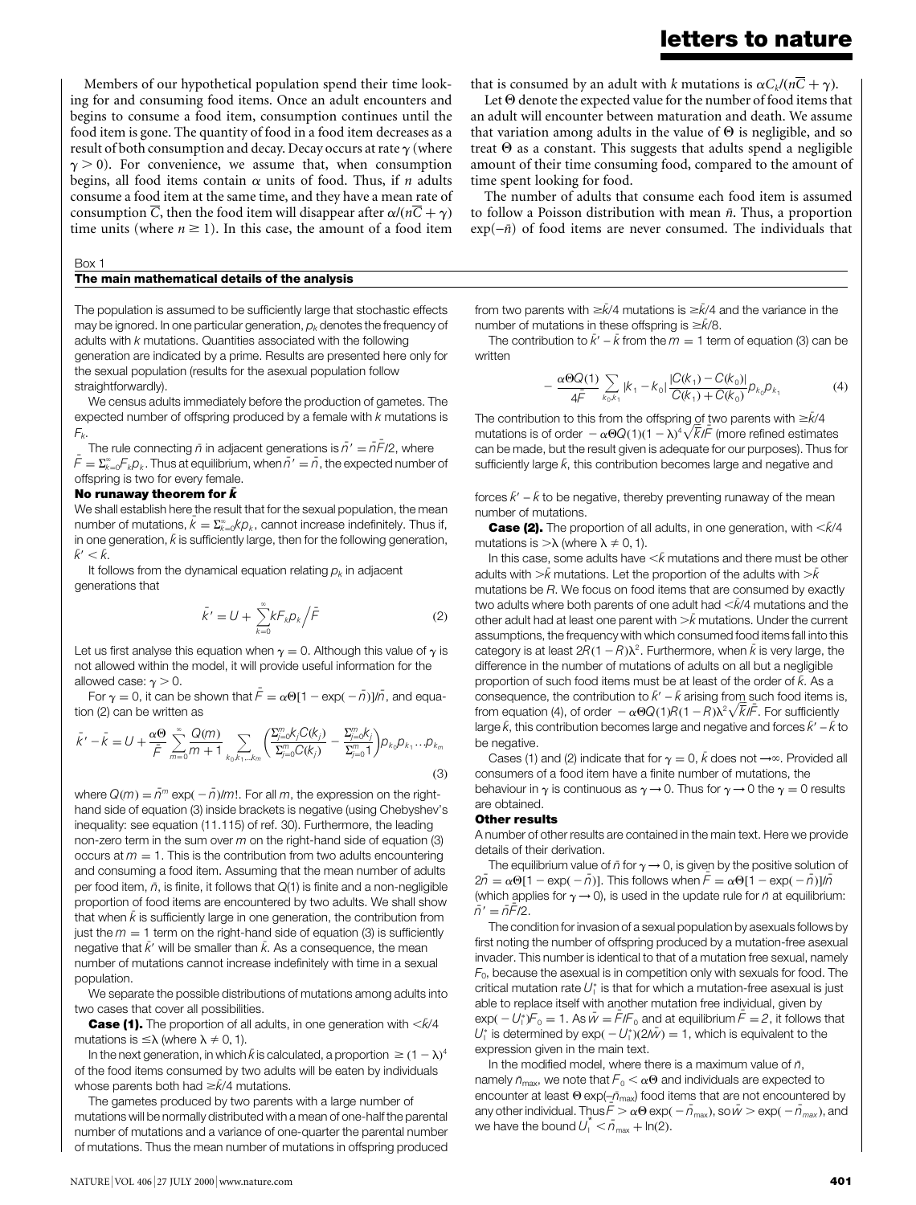Members of our hypothetical population spend their time looking for and consuming food items. Once an adult encounters and begins to consume a food item, consumption continues until the food item is gone. The quantity of food in a food item decreases as a result of both consumption and decay. Decay occurs at rate $\gamma$ (where $\gamma > 0$). For convenience, we assume that, when consumption begins, all food items contain $\alpha$ units of food. Thus, if $n$ adults consume a food item at the same time, and they have a mean rate of consumption $\overline{C}$, then the food item will disappear after $\alpha/(n\overline{C} + \gamma)$ time units (where $n \geq 1$). In this case, the amount of a food item that is consumed by an adult with $k$ mutations is $\alpha C_k/(n\overline{C} + \gamma)$.

Let $\Theta$ denote the expected value for the number of food items that an adult will encounter between maturation and death. We assume that variation among adults in the value of $\Theta$ is negligible, and so treat $\Theta$ as a constant. This suggests that adults spend a negligible amount of their time consuming food, compared to the amount of time spent looking for food.

The number of adults that consume each food item is assumed to follow a Poisson distribution with mean $\bar{n}$. Thus, a proportion $\exp(-\bar{n})$ of food items are never consumed. The individuals that

---

**Box 1**

**The main mathematical details of the analysis**

The population is assumed to be sufficiently large that stochastic effects may be ignored. In one particular generation, $p_k$ denotes the frequency of adults with $k$ mutations. Quantities associated with the following generation are indicated by a prime. Results are presented here only for the sexual population (results for the asexual population follow straightforwardly).

We census adults immediately before the production of gametes. The expected number of offspring produced by a female with $k$ mutations is $F_k$.

The rule connecting $\bar{n}$ in adjacent generations is $\bar{n}' = \bar{n}\bar{F}/2$, where $\bar{F} = \Sigma_{k=0}^{\infty} F_k p_k$. Thus at equilibrium, when $\bar{n}' = \bar{n}$, the expected number of offspring is two for every female.

**No runaway theorem for $\bar{k}$**

We shall establish here the result that for the sexual population, the mean number of mutations, $\bar{k} = \Sigma_{k=0}^{\infty} k p_k$, cannot increase indefinitely. Thus if, in one generation, $\bar{k}$ is sufficiently large, then for the following generation, $\bar{k}' < \bar{k}$.

It follows from the dynamical equation relating $p_k$ in adjacent generations that

$$\bar{k}' = U + \sum_{k=0}^{\infty} k F_k p_k \Big/ \bar{F} \tag{2}$$

Let us first analyse this equation when $\gamma = 0$. Although this value of $\gamma$ is not allowed within the model, it will provide useful information for the allowed case: $\gamma > 0$.

For $\gamma = 0$, it can be shown that $\bar{F} = \alpha\Theta[1 - \exp(-\bar{n})]/\bar{n}$, and equation (2) can be written as

$$\bar{k}' - \bar{k} = U + \frac{\alpha\Theta}{\bar{F}} \sum_{m=0}^{\infty} \frac{Q(m)}{m+1} \sum_{k_0, k_1 \ldots k_m} \left( \frac{\Sigma_{j=0}^{m} k_j C(k_j)}{\Sigma_{j=0}^{m} C(k_j)} - \frac{\Sigma_{j=0}^{m} k_j}{\Sigma_{j=0}^{m} 1} \right) p_{k_0} p_{k_1} \ldots p_{k_m} \tag{3}$$

where $Q(m) = \bar{n}^m \exp(-\bar{n})/m!$. For all $m$, the expression on the right-hand side of equation (3) inside brackets is negative (using Chebyshev's inequality: see equation (11.115) of ref. 30). Furthermore, the leading non-zero term in the sum over $m$ on the right-hand side of equation (3) occurs at $m = 1$. This is the contribution from two adults encountering and consuming a food item. Assuming that the mean number of adults per food item, $\bar{n}$, is finite, it follows that $Q(1)$ is finite and a non-negligible proportion of food items are encountered by two adults. We shall show that when $\bar{k}$ is sufficiently large in one generation, the contribution from just the $m = 1$ term on the right-hand side of equation (3) is sufficiently negative that $\bar{k}'$ will be smaller than $\bar{k}$. As a consequence, the mean number of mutations cannot increase indefinitely with time in a sexual population.

We separate the possible distributions of mutations among adults into two cases that cover all possibilities.

**Case (1).** The proportion of all adults, in one generation with $<\bar{k}/4$ mutations is $\leq\lambda$ (where $\lambda \neq 0, 1$).

In the next generation, in which $\bar{k}$ is calculated, a proportion $\geq (1-\lambda)^4$ of the food items consumed by two adults will be eaten by individuals whose parents both had $\geq\bar{k}/4$ mutations.

The gametes produced by two parents with a large number of mutations will be normally distributed with a mean of one-half the parental number of mutations and a variance of one-quarter the parental number of mutations. Thus the mean number of mutations in offspring produced from two parents with $\geq\bar{k}/4$ mutations is $\geq\bar{k}/4$ and the variance in the number of mutations in these offspring is $\geq\bar{k}/8$.

The contribution to $\bar{k}' - \bar{k}$ from the $m = 1$ term of equation (3) can be written

$$-\frac{\alpha\Theta Q(1)}{4\bar{F}} \sum_{k_0, k_1} |k_1 - k_0| \frac{|C(k_1) - C(k_0)|}{C(k_1) + C(k_0)} p_{k_0} p_{k_1} \tag{4}$$

The contribution to this from the offspring of two parents with $\geq\bar{k}/4$ mutations is of order $-\alpha\Theta Q(1)(1-\lambda)^4\sqrt{\bar{k}}/\bar{F}$ (more refined estimates can be made, but the result given is adequate for our purposes). Thus for sufficiently large $\bar{k}$, this contribution becomes large and negative and forces $\bar{k}' - \bar{k}$ to be negative, thereby preventing runaway of the mean number of mutations.

**Case (2).** The proportion of all adults, in one generation, with $<\bar{k}/4$ mutations is $>\lambda$ (where $\lambda \neq 0, 1$).

In this case, some adults have $<\bar{k}$ mutations and there must be other adults with $>\bar{k}$ mutations. Let the proportion of the adults with $>\bar{k}$ mutations be $R$. We focus on food items that are consumed by exactly two adults where both parents of one adult had $<\bar{k}/4$ mutations and the other adult had at least one parent with $>\bar{k}$ mutations. Under the current assumptions, the frequency with which consumed food items fall into this category is at least $2R(1-R)\lambda^2$. Furthermore, when $\bar{k}$ is very large, the difference in the number of mutations of adults on all but a negligible proportion of such food items must be at least of the order of $\bar{k}$. As a consequence, the contribution to $\bar{k}' - \bar{k}$ arising from such food items is, from equation (4), of order $-\alpha\Theta Q(1)R(1-R)\lambda^2\sqrt{\bar{k}}/\bar{F}$. For sufficiently large $\bar{k}$, this contribution becomes large and negative and forces $\bar{k}' - \bar{k}$ to be negative.

Cases (1) and (2) indicate that for $\gamma = 0$, $\bar{k}$ does not $\rightarrow\infty$. Provided all consumers of a food item have a finite number of mutations, the behaviour in $\gamma$ is continuous as $\gamma \rightarrow 0$. Thus for $\gamma \rightarrow 0$ the $\gamma = 0$ results are obtained.

**Other results**

A number of other results are contained in the main text. Here we provide details of their derivation.

The equilibrium value of $\bar{n}$ for $\gamma \rightarrow 0$, is given by the positive solution of $2\bar{n} = \alpha\Theta[1 - \exp(-\bar{n})]$. This follows when $\bar{F} = \alpha\Theta[1 - \exp(-\bar{n})]/\bar{n}$ (which applies for $\gamma \rightarrow 0$), is used in the update rule for $\bar{n}$ at equilibrium: $\bar{n}' = \bar{n}\bar{F}/2$.

The condition for invasion of a sexual population by asexuals follows by first noting the number of offspring produced by a mutation-free asexual invader. This number is identical to that of a mutation free sexual, namely $F_0$, because the asexual is in competition only with sexuals for food. The critical mutation rate $U_{\rm I}^*$ is that for which a mutation-free asexual is just able to replace itself with another mutation free individual, given by $\exp(-U_{\rm I}^*)F_0 = 1$. As $\bar{w} = \bar{F}/F_0$ and at equilibrium $\bar{F} = 2$, it follows that $U_{\rm I}^*$ is determined by $\exp(-U_{\rm I}^*)(2/\bar{w}) = 1$, which is equivalent to the expression given in the main text.

In the modified model, where there is a maximum value of $\bar{n}$, namely $\bar{n}_{\max}$, we note that $F_0 < \alpha\Theta$ and individuals are expected to encounter at least $\Theta\exp(-\bar{n}_{\max})$ food items that are not encountered by any other individual. Thus $\bar{F} > \alpha\Theta\exp(-\bar{n}_{\max})$, so $\bar{w} > \exp(-\bar{n}_{max})$, and we have the bound $U_{\rm I}^* < \bar{n}_{\max} + \ln(2)$.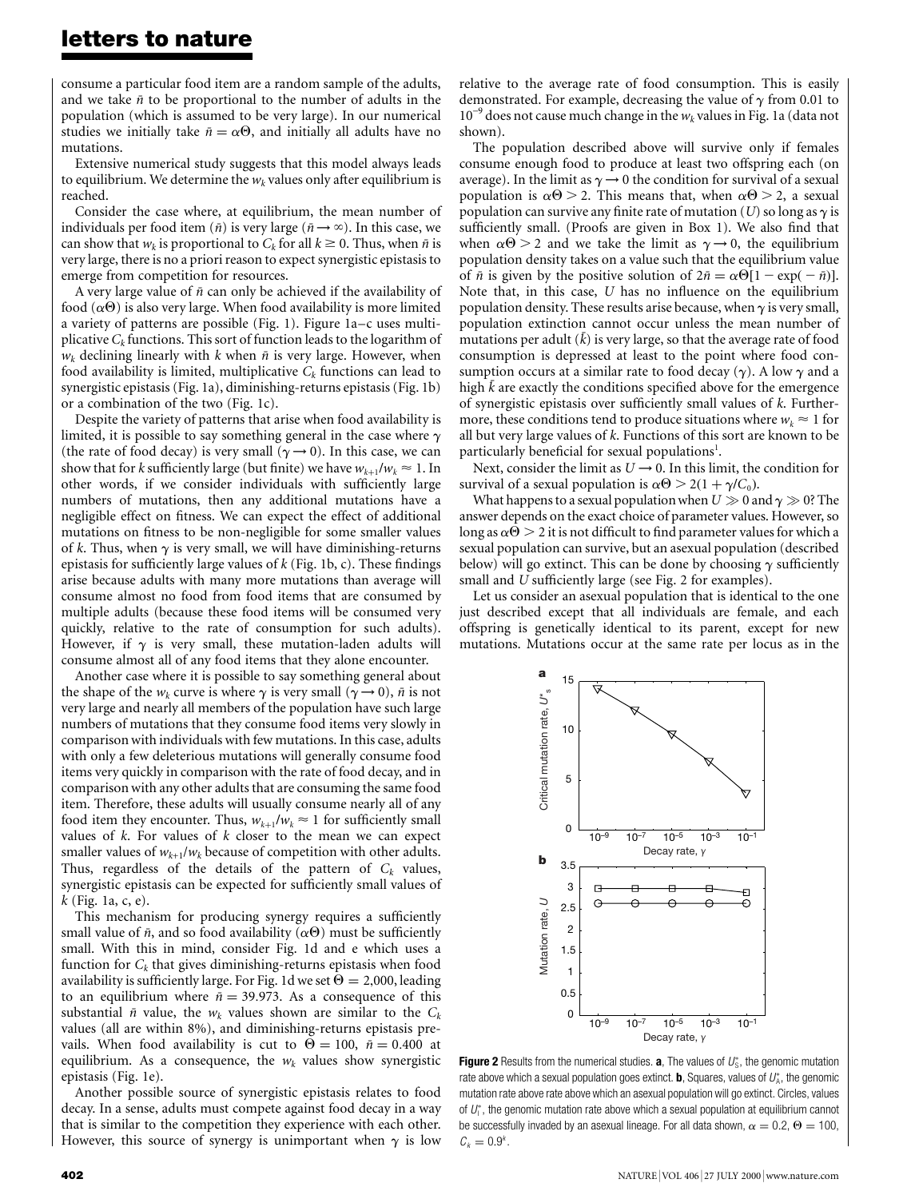consume a particular food item are a random sample of the adults, and we take $\bar{n}$ to be proportional to the number of adults in the population (which is assumed to be very large). In our numerical studies we initially take $\bar{n} = \alpha\Theta$, and initially all adults have no mutations.

Extensive numerical study suggests that this model always leads to equilibrium. We determine the $w_k$ values only after equilibrium is reached.

Consider the case where, at equilibrium, the mean number of individuals per food item ($\bar{n}$) is very large ($\bar{n} \to \infty$). In this case, we can show that $w_k$ is proportional to $C_k$ for all $k \geq 0$. Thus, when $\bar{n}$ is very large, there is no a priori reason to expect synergistic epistasis to emerge from competition for resources.

A very large value of $\bar{n}$ can only be achieved if the availability of food ($\alpha\Theta$) is also very large. When food availability is more limited a variety of patterns are possible (Fig. 1). Figure 1a–c uses multiplicative $C_k$ functions. This sort of function leads to the logarithm of $w_k$ declining linearly with $k$ when $\bar{n}$ is very large. However, when food availability is limited, multiplicative $C_k$ functions can lead to synergistic epistasis (Fig. 1a), diminishing-returns epistasis (Fig. 1b) or a combination of the two (Fig. 1c).

Despite the variety of patterns that arise when food availability is limited, it is possible to say something general in the case where $\gamma$ (the rate of food decay) is very small ($\gamma \to 0$). In this case, we can show that for $k$ sufficiently large (but finite) we have $w_{k+1}/w_k \approx 1$. In other words, if we consider individuals with sufficiently large numbers of mutations, then any additional mutations have a negligible effect on fitness. We can expect the effect of additional mutations on fitness to be non-negligible for some smaller values of $k$. Thus, when $\gamma$ is very small, we will have diminishing-returns epistasis for sufficiently large values of $k$ (Fig. 1b, c). These findings arise because adults with many more mutations than average will consume almost no food from food items that are consumed by multiple adults (because these food items will be consumed very quickly, relative to the rate of consumption for such adults). However, if $\gamma$ is very small, these mutation-laden adults will consume almost all of any food items that they alone encounter.

Another case where it is possible to say something general about the shape of the $w_k$ curve is where $\gamma$ is very small ($\gamma \to 0$), $\bar{n}$ is not very large and nearly all members of the population have such large numbers of mutations that they consume food items very slowly in comparison with individuals with few mutations. In this case, adults with only a few deleterious mutations will generally consume food items very quickly in comparison with the rate of food decay, and in comparison with any other adults that are consuming the same food item. Therefore, these adults will usually consume nearly all of any food item they encounter. Thus, $w_{k+1}/w_k \approx 1$ for sufficiently small values of $k$. For values of $k$ closer to the mean we can expect smaller values of $w_{k+1}/w_k$ because of competition with other adults. Thus, regardless of the details of the pattern of $C_k$ values, synergistic epistasis can be expected for sufficiently small values of $k$ (Fig. 1a, c, e).

This mechanism for producing synergy requires a sufficiently small value of $\bar{n}$, and so food availability ($\alpha\Theta$) must be sufficiently small. With this in mind, consider Fig. 1d and e which uses a function for $C_k$ that gives diminishing-returns epistasis when food availability is sufficiently large. For Fig. 1d we set $\Theta = 2{,}000$, leading to an equilibrium where $\bar{n} = 39.973$. As a consequence of this substantial $\bar{n}$ value, the $w_k$ values shown are similar to the $C_k$ values (all are within 8%), and diminishing-returns epistasis prevails. When food availability is cut to $\Theta = 100$, $\bar{n} = 0.400$ at equilibrium. As a consequence, the $w_k$ values show synergistic epistasis (Fig. 1e).

Another possible source of synergistic epistasis relates to food decay. In a sense, adults must compete against food decay in a way that is similar to the competition they experience with each other. However, this source of synergy is unimportant when $\gamma$ is low relative to the average rate of food consumption. This is easily demonstrated. For example, decreasing the value of $\gamma$ from 0.01 to $10^{-9}$ does not cause much change in the $w_k$ values in Fig. 1a (data not shown).

The population described above will survive only if females consume enough food to produce at least two offspring each (on average). In the limit as $\gamma \to 0$ the condition for survival of a sexual population is $\alpha\Theta > 2$. This means that, when $\alpha\Theta > 2$, a sexual population can survive any finite rate of mutation ($U$) so long as $\gamma$ is sufficiently small. (Proofs are given in Box 1). We also find that when $\alpha\Theta > 2$ and we take the limit as $\gamma \to 0$, the equilibrium population density takes on a value such that the equilibrium value of $\bar{n}$ is given by the positive solution of $2\bar{n} = \alpha\Theta[1 - \exp(-\bar{n})]$. Note that, in this case, $U$ has no influence on the equilibrium population density. These results arise because, when $\gamma$ is very small, population extinction cannot occur unless the mean number of mutations per adult ($\bar{k}$) is very large, so that the average rate of food consumption is depressed at least to the point where food consumption occurs at a similar rate to food decay ($\gamma$). A low $\gamma$ and a high $\bar{k}$ are exactly the conditions specified above for the emergence of synergistic epistasis over sufficiently small values of $k$. Furthermore, these conditions tend to produce situations where $w_k \approx 1$ for all but very large values of $k$. Functions of this sort are known to be particularly beneficial for sexual populations[1].

Next, consider the limit as $U \to 0$. In this limit, the condition for survival of a sexual population is $\alpha\Theta > 2(1 + \gamma/C_0)$.

What happens to a sexual population when $U \gg 0$ and $\gamma \gg 0$? The answer depends on the exact choice of parameter values. However, so long as $\alpha\Theta > 2$ it is not difficult to find parameter values for which a sexual population can survive, but an asexual population (described below) will go extinct. This can be done by choosing $\gamma$ sufficiently small and $U$ sufficiently large (see Fig. 2 for examples).

Let us consider an asexual population that is identical to the one just described except that all individuals are female, and each offspring is genetically identical to its parent, except for new mutations. Mutations occur at the same rate per locus as in the

**Figure 2** Results from the numerical studies. **a**, The values of $U_S^*$, the genomic mutation rate above which a sexual population goes extinct. **b**, Squares, values of $U_A^*$, the genomic mutation rate above rate above which an asexual population will go extinct. Circles, values of $U_I^*$, the genomic mutation rate above which a sexual population at equilibrium cannot be successfully invaded by an asexual lineage. For all data shown, $\alpha = 0.2$, $\Theta = 100$, $C_k = 0.9^k$.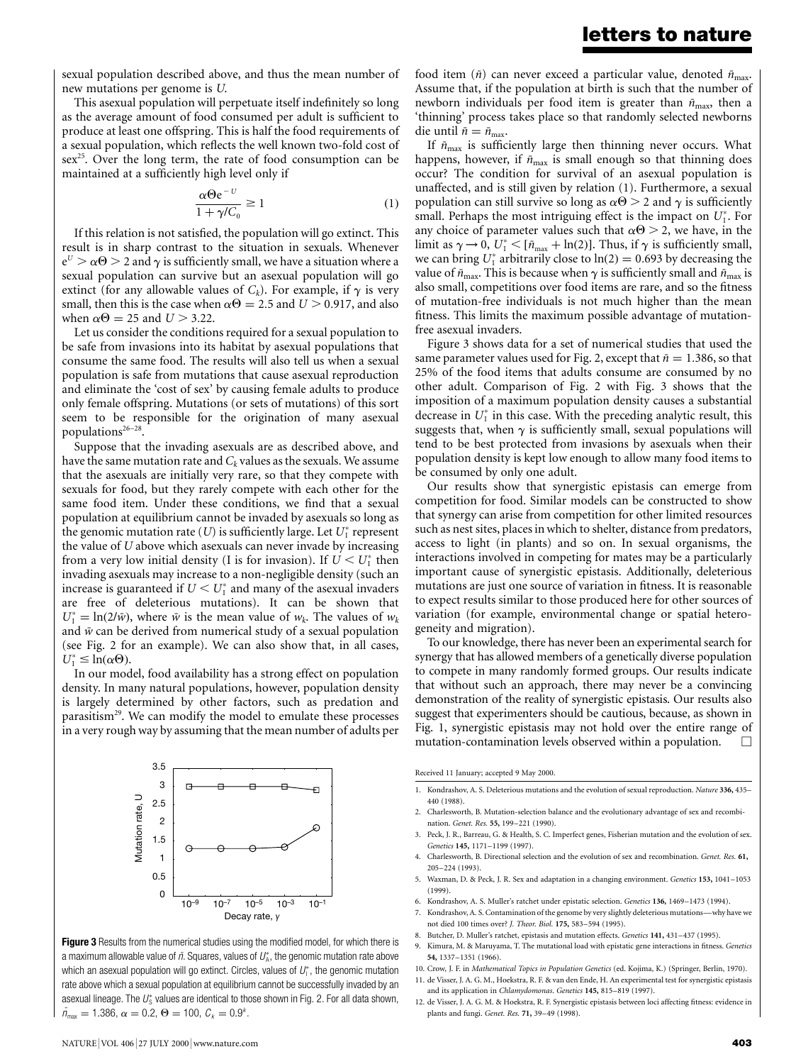sexual population described above, and thus the mean number of new mutations per genome is $U$.

This asexual population will perpetuate itself indefinitely so long as the average amount of food consumed per adult is sufficient to produce at least one offspring. This is half the food requirements of a sexual population, which reflects the well known two-fold cost of sex[25]. Over the long term, the rate of food consumption can be maintained at a sufficiently high level only if

$$\frac{\alpha\Theta e^{-U}}{1 + \gamma/C_0} \geq 1 \tag{1}$$

If this relation is not satisfied, the population will go extinct. This result is in sharp contrast to the situation in sexuals. Whenever $e^U > \alpha\Theta > 2$ and $\gamma$ is sufficiently small, we have a situation where a sexual population can survive but an asexual population will go extinct (for any allowable values of $C_k$). For example, if $\gamma$ is very small, then this is the case when $\alpha\Theta = 2.5$ and $U > 0.917$, and also when $\alpha\Theta = 25$ and $U > 3.22$.

Let us consider the conditions required for a sexual population to be safe from invasions into its habitat by asexual populations that consume the same food. The results will also tell us when a sexual population is safe from mutations that cause asexual reproduction and eliminate the 'cost of sex' by causing female adults to produce only female offspring. Mutations (or sets of mutations) of this sort seem to be responsible for the origination of many asexual populations[26–28].

Suppose that the invading asexuals are as described above, and have the same mutation rate and $C_k$ values as the sexuals. We assume that the asexuals are initially very rare, so that they compete with sexuals for food, but they rarely compete with each other for the same food item. Under these conditions, we find that a sexual population at equilibrium cannot be invaded by asexuals so long as the genomic mutation rate ($U$) is sufficiently large. Let $U_I^*$ represent the value of $U$ above which asexuals can never invade by increasing from a very low initial density (I is for invasion). If $U < U_I^*$ then invading asexuals may increase to a non-negligible density (such an increase is guaranteed if $U < U_I^*$ and many of the asexual invaders are free of deleterious mutations). It can be shown that $U_I^* = \ln(2/\bar{w})$, where $\bar{w}$ is the mean value of $w_k$. The values of $w_k$ and $\bar{w}$ can be derived from numerical study of a sexual population (see Fig. 2 for an example). We can also show that, in all cases, $U_I^* \leq \ln(\alpha\Theta)$.

In our model, food availability has a strong effect on population density. In many natural populations, however, population density is largely determined by other factors, such as predation and parasitism[29]. We can modify the model to emulate these processes in a very rough way by assuming that the mean number of adults per food item ($\bar{n}$) can never exceed a particular value, denoted $\bar{n}_{max}$. Assume that, if the population at birth is such that the number of newborn individuals per food item is greater than $\bar{n}_{max}$, then a 'thinning' process takes place so that randomly selected newborns die until $\bar{n} = \bar{n}_{max}$.

If $\bar{n}_{max}$ is sufficiently large then thinning never occurs. What happens, however, if $\bar{n}_{max}$ is small enough so that thinning does occur? The condition for survival of an asexual population is unaffected, and is still given by relation (1). Furthermore, a sexual population can still survive so long as $\alpha\Theta > 2$ and $\gamma$ is sufficiently small. Perhaps the most intriguing effect is the impact on $U_I^*$. For any choice of parameter values such that $\alpha\Theta > 2$, we have, in the limit as $\gamma \to 0$, $U_I^* < [\bar{n}_{max} + \ln(2)]$. Thus, if $\gamma$ is sufficiently small, we can bring $U_I^*$ arbitrarily close to $\ln(2) = 0.693$ by decreasing the value of $\bar{n}_{max}$. This is because when $\gamma$ is sufficiently small and $\bar{n}_{max}$ is also small, competitions over food items are rare, and so the fitness of mutation-free individuals is not much higher than the mean fitness. This limits the maximum possible advantage of mutation-free asexual invaders.

Figure 3 shows data for a set of numerical studies that used the same parameter values used for Fig. 2, except that $\bar{n} = 1.386$, so that 25% of the food items that adults consume are consumed by no other adult. Comparison of Fig. 2 with Fig. 3 shows that the imposition of a maximum population density causes a substantial decrease in $U_I^*$ in this case. With the preceding analytic result, this suggests that, when $\gamma$ is sufficiently small, sexual populations will tend to be best protected from invasions by asexuals when their population density is kept low enough to allow many food items to be consumed by only one adult.

Our results show that synergistic epistasis can emerge from competition for food. Similar models can be constructed to show that synergy can arise from competition for other limited resources such as nest sites, places in which to shelter, distance from predators, access to light (in plants) and so on. In sexual organisms, the interactions involved in competing for mates may be a particularly important cause of synergistic epistasis. Additionally, deleterious mutations are just one source of variation in fitness. It is reasonable to expect results similar to those produced here for other sources of variation (for example, environmental change or spatial heterogeneity and migration).

To our knowledge, there has never been an experimental search for synergy that has allowed members of a genetically diverse population to compete in many randomly formed groups. Our results indicate that without such an approach, there may never be a convincing demonstration of the reality of synergistic epistasis. Our results also suggest that experimenters should be cautious, because, as shown in Fig. 1, synergistic epistasis may not hold over the entire range of mutation-contamination levels observed within a population. □

**Figure 3** Results from the numerical studies using the modified model, for which there is a maximum allowable value of $\bar{n}$. Squares, values of $U_A^*$, the genomic mutation rate above which an asexual population will go extinct. Circles, values of $U_I^*$, the genomic mutation rate above which a sexual population at equilibrium cannot be successfully invaded by an asexual lineage. The $U_S^*$ values are identical to those shown in Fig. 2. For all data shown, $\bar{n}_{max} = 1.386$, $\alpha = 0.2$, $\Theta = 100$, $C_k = 0.9^k$.

Received 11 January; accepted 9 May 2000.

1. Kondrashov, A. S. Deleterious mutations and the evolution of sexual reproduction. *Nature* **336,** 435–440 (1988).
2. Charlesworth, B. Mutation-selection balance and the evolutionary advantage of sex and recombination. *Genet. Res.* **55,** 199–221 (1990).
3. Peck, J. R., Barreau, G. & Health, S. C. Imperfect genes, Fisherian mutation and the evolution of sex. *Genetics* **145,** 1171–1199 (1997).
4. Charlesworth, B. Directional selection and the evolution of sex and recombination. *Genet. Res.* **61,** 205–224 (1993).
5. Waxman, D. & Peck, J. R. Sex and adaptation in a changing environment. *Genetics* **153,** 1041–1053 (1999).
6. Kondrashov, A. S. Muller's ratchet under epistatic selection. *Genetics* **136,** 1469–1473 (1994).
7. Kondrashov, A. S. Contamination of the genome by very slightly deleterious mutations—why have we not died 100 times over? *J. Theor. Biol.* **175,** 583–594 (1995).
8. Butcher, D. Muller's ratchet, epistasis and mutation effects. *Genetics* **141,** 431–437 (1995).
9. Kimura, M. & Maruyama, T. The mutational load with epistatic gene interactions in fitness. *Genetics* **54,** 1337–1351 (1966).
10. Crow, J. F. in *Mathematical Topics in Population Genetics* (ed. Kojima, K.) (Springer, Berlin, 1970).
11. de Visser, J. A. G. M., Hoekstra, R. F. & van den Ende, H. An experimental test for synergistic epistasis and its application in *Chlamydomonas*. *Genetics* **145,** 815–819 (1997).
12. de Visser, J. A. G. M. & Hoekstra, R. F. Synergistic epistasis between loci affecting fitness: evidence in plants and fungi. *Genet. Res.* **71,** 39–49 (1998).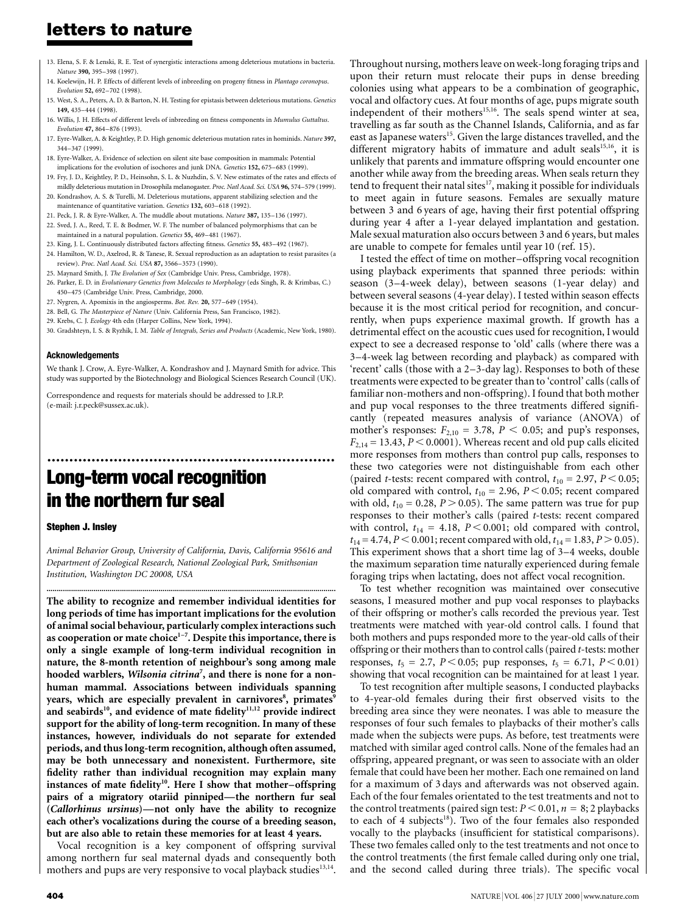13. Elena, S. F. & Lenski, R. E. Test of synergistic interactions among deleterious mutations in bacteria. *Nature* **390,** 395–398 (1997).
14. Koelewijn, H. P. Effects of different levels of inbreeding on progeny fitness in *Plantago coronopus*. *Evolution* **52,** 692–702 (1998).
15. West, S. A., Peters, A. D. & Barton, N. H. Testing for epistasis between deleterious mutations. *Genetics* **149,** 435–444 (1998).
16. Willis, J. H. Effects of different levels of inbreeding on fitness components in *Mumulus Guttatus*. *Evolution* **47,** 864–876 (1993).
17. Eyre-Walker, A. & Keightley, P. D. High genomic deleterious mutation rates in hominids. *Nature* **397,** 344–347 (1999).
18. Eyre-Walker, A. Evidence of selection on silent site base composition in mammals: Potential implications for the evolution of isochores and junk DNA. *Genetics* **152,** 675–683 (1999).
19. Fry, J. D., Keightley, P. D., Heinsohn, S. L. & Nuzhdin, S. V. New estimates of the rates and effects of mildly deleterious mutation in Drosophila melanogaster. *Proc. Natl Acad. Sci. USA* **96,** 574–579 (1999).
20. Kondrashov, A. S. & Turelli, M. Deleterious mutations, apparent stabilizing selection and the maintenance of quantitative variation. *Genetics* **132,** 603–618 (1992).
21. Peck, J. R. & Eyre-Walker, A. The muddle about mutations. *Nature* **387,** 135–136 (1997).
22. Sved, J. A., Reed, T. E. & Bodmer, W. F. The number of balanced polymorphisms that can be maintained in a natural population. *Genetics* **55,** 469–481 (1967).
23. King, J. L. Continuously distributed factors affecting fitness. *Genetics* **55,** 483–492 (1967).
24. Hamilton, W. D., Axelrod, R. & Tanese, R. Sexual reproduction as an adaptation to resist parasites (a review). *Proc. Natl Acad. Sci. USA* **87,** 3566–3573 (1990).
25. Maynard Smith, J. *The Evolution of Sex* (Cambridge Univ. Press, Cambridge, 1978).
26. Parker, E. D. in *Evolutionary Genetics from Molecules to Morphology* (eds Singh, R. & Krimbas, C.) 450–475 (Cambridge Univ. Press, Cambridge, 2000.
27. Nygren, A. Apomixis in the angiosperms. *Bot. Rev.* **20,** 577–649 (1954).
28. Bell, G. *The Masterpiece of Nature* (Univ. California Press, San Francisco, 1982).
29. Krebs, C. J. *Ecology* 4th edn (Harper Collins, New York, 1994).
30. Gradshteyn, I. S. & Ryzhik, I. M. *Table of Integrals, Series and Products* (Academic, New York, 1980).

### Acknowledgements

We thank J. Crow, A. Eyre-Walker, A. Kondrashov and J. Maynard Smith for advice. This study was supported by the Biotechnology and Biological Sciences Research Council (UK).

Correspondence and requests for materials should be addressed to J.R.P. (e-mail: j.r.peck@sussex.ac.uk).

# Long-term vocal recognition in the northern fur seal

**Stephen J. Insley**

*Animal Behavior Group, University of California, Davis, California 95616 and Department of Zoological Research, National Zoological Park, Smithsonian Institution, Washington DC 20008, USA*

**The ability to recognize and remember individual identities for long periods of time has important implications for the evolution of animal social behaviour, particularly complex interactions such as cooperation or mate choice[1–7]. Despite this importance, there is only a single example of long-term individual recognition in nature, the 8-month retention of neighbour's song among male hooded warblers, *Wilsonia citrina*[7], and there is none for a non-human mammal. Associations between individuals spanning years, which are especially prevalent in carnivores[8], primates[9] and seabirds[10], and evidence of mate fidelity[11,12] provide indirect support for the ability of long-term recognition. In many of these instances, however, individuals do not separate for extended periods, and thus long-term recognition, although often assumed, may be both unnecessary and nonexistent. Furthermore, site fidelity rather than individual recognition may explain many instances of mate fidelity[10]. Here I show that mother–offspring pairs of a migratory otariid pinniped—the northern fur seal (*Callorhinus ursinus*)—not only have the ability to recognize each other's vocalizations during the course of a breeding season, but are also able to retain these memories for at least 4 years.**

Vocal recognition is a key component of offspring survival among northern fur seal maternal dyads and consequently both mothers and pups are very responsive to vocal playback studies[13,14]. Throughout nursing, mothers leave on week-long foraging trips and upon their return must relocate their pups in dense breeding colonies using what appears to be a combination of geographic, vocal and olfactory cues. At four months of age, pups migrate south independent of their mothers[15,16]. The seals spend winter at sea, travelling as far south as the Channel Islands, California, and as far east as Japanese waters[15]. Given the large distances travelled, and the different migratory habits of immature and adult seals[15,16], it is unlikely that parents and immature offspring would encounter one another while away from the breeding areas. When seals return they tend to frequent their natal sites[17], making it possible for individuals to meet again in future seasons. Females are sexually mature between 3 and 6 years of age, having their first potential offspring during year 4 after a 1-year delayed implantation and gestation. Male sexual maturation also occurs between 3 and 6 years, but males are unable to compete for females until year 10 (ref. 15).

I tested the effect of time on mother–offspring vocal recognition using playback experiments that spanned three periods: within season (3–4-week delay), between seasons (1-year delay) and between several seasons (4-year delay). I tested within season effects because it is the most critical period for recognition, and concurrently, when pups experience maximal growth. If growth has a detrimental effect on the acoustic cues used for recognition, I would expect to see a decreased response to 'old' calls (where there was a 3–4-week lag between recording and playback) as compared with 'recent' calls (those with a 2–3-day lag). Responses to both of these treatments were expected to be greater than to 'control' calls (calls of familiar non-mothers and non-offspring). I found that both mother and pup vocal responses to the three treatments differed significantly (repeated measures analysis of variance (ANOVA) of mother's responses: $F_{2,10} = 3.78$, $P < 0.05$; and pup's responses, $F_{2,14} = 13.43$, $P < 0.0001$). Whereas recent and old pup calls elicited more responses from mothers than control pup calls, responses to these two categories were not distinguishable from each other (paired *t*-tests: recent compared with control, $t_{10} = 2.97$, $P < 0.05$; old compared with control, $t_{10} = 2.96$, $P < 0.05$; recent compared with old, $t_{10} = 0.28$, $P > 0.05$). The same pattern was true for pup responses to their mother's calls (paired *t*-tests: recent compared with control, $t_{14} = 4.18$, $P < 0.001$; old compared with control, $t_{14} = 4.74$, $P < 0.001$; recent compared with old, $t_{14} = 1.83$, $P > 0.05$). This experiment shows that a short time lag of 3–4 weeks, double the maximum separation time naturally experienced during female foraging trips when lactating, does not affect vocal recognition.

To test whether recognition was maintained over consecutive seasons, I measured mother and pup vocal responses to playbacks of their offspring or mother's calls recorded the previous year. Test treatments were matched with year-old control calls. I found that both mothers and pups responded more to the year-old calls of their offspring or their mothers than to control calls (paired *t*-tests: mother responses, $t_5 = 2.7$, $P < 0.05$; pup responses, $t_5 = 6.71$, $P < 0.01$) showing that vocal recognition can be maintained for at least 1 year.

To test recognition after multiple seasons, I conducted playbacks to 4-year-old females during their first observed visits to the breeding area since they were neonates. I was able to measure the responses of four such females to playbacks of their mother's calls made when the subjects were pups. As before, test treatments were matched with similar aged control calls. None of the females had an offspring, appeared pregnant, or was seen to associate with an older female that could have been her mother. Each one remained on land for a maximum of 3 days and afterwards was not observed again. Each of the four females orientated to the test treatments and not to the control treatments (paired sign test: $P < 0.01$, $n = 8$; 2 playbacks to each of 4 subjects[18]). Two of the four females also responded vocally to the playbacks (insufficient for statistical comparisons). These two females called only to the test treatments and not once to the control treatments (the first female called during only one trial, and the second called during three trials). The specific vocal